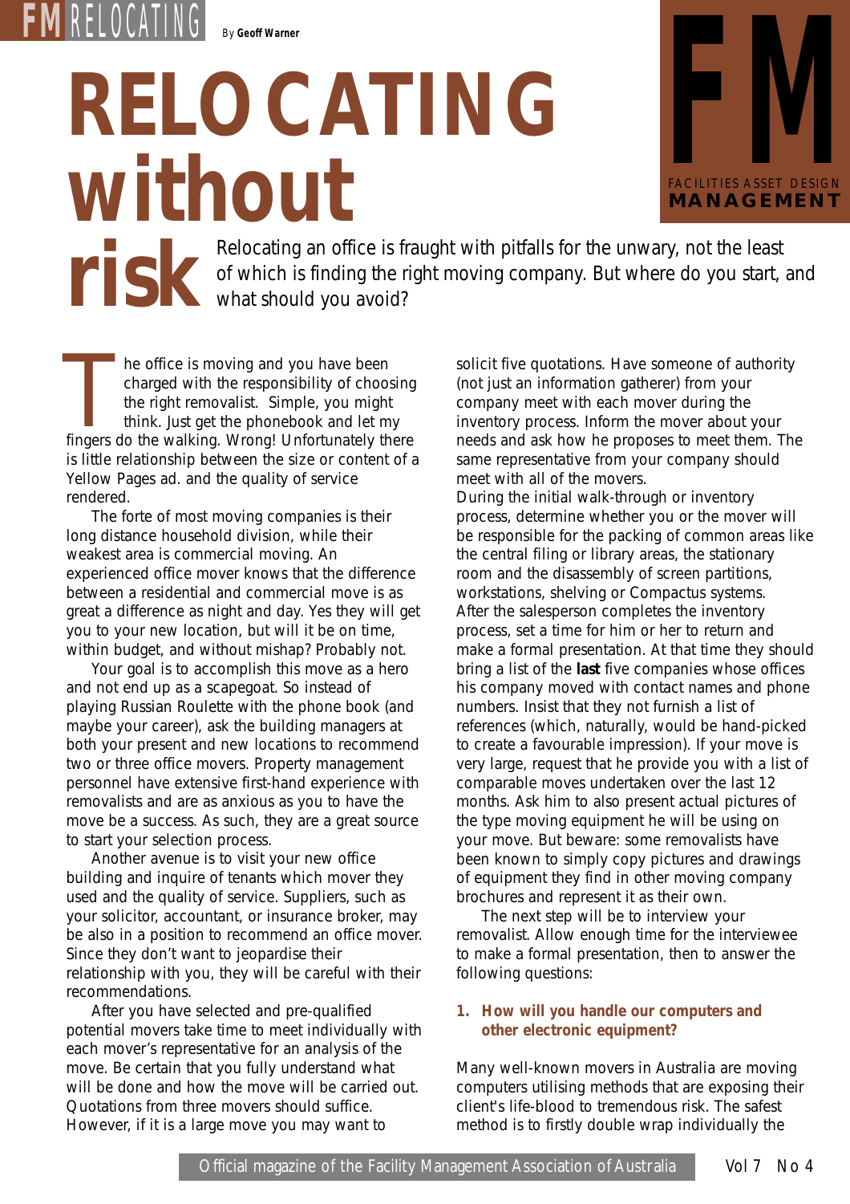By **Geoff Warner**

# RELOCATING without risk

Relocating an office is fraught with pitfalls for the unwary, not the least of which is finding the right moving company. But where do you start, and what should you avoid?

The office is moving and you have been charged with the responsibility of choosing the right removalist. Simple, you might think. Just get the phonebook and let my fingers do the walking. Wrong! Unfortunately there is little relationship between the size or content of a Yellow Pages ad. and the quality of service rendered.

The forte of most moving companies is their long distance household division, while their weakest area is commercial moving. An experienced office mover knows that the difference between a residential and commercial move is as great a difference as night and day. Yes they will get you to your new location, but will it be on time, within budget, and without mishap? Probably not.

Your goal is to accomplish this move as a hero and not end up as a scapegoat. So instead of playing Russian Roulette with the phone book (and maybe your career), ask the building managers at both your present and new locations to recommend two or three office movers. Property management personnel have extensive first-hand experience with removalists and are as anxious as you to have the move be a success. As such, they are a great source to start your selection process.

Another avenue is to visit your new office building and inquire of tenants which mover they used and the quality of service. Suppliers, such as your solicitor, accountant, or insurance broker, may be also in a position to recommend an office mover. Since they don't want to jeopardise their relationship with you, they will be careful with their recommendations.

After you have selected and pre-qualified potential movers take time to meet individually with each mover's representative for an analysis of the move. Be certain that you fully understand what will be done and how the move will be carried out. Quotations from three movers should suffice. However, if it is a large move you may want to solicit five quotations. Have someone of authority (not just an information gatherer) from your company meet with each mover during the inventory process. Inform the mover about your needs and ask how he proposes to meet them. The same representative from your company should meet with all of the movers.

During the initial walk-through or inventory process, determine whether you or the mover will be responsible for the packing of common areas like the central filing or library areas, the stationary room and the disassembly of screen partitions, workstations, shelving or Compactus systems. After the salesperson completes the inventory process, set a time for him or her to return and make a formal presentation. At that time they should bring a list of the **last** five companies whose offices his company moved with contact names and phone numbers. Insist that they not furnish a list of references (which, naturally, would be hand-picked to create a favourable impression). If your move is very large, request that he provide you with a list of comparable moves undertaken over the last 12 months. Ask him to also present actual pictures of the type moving equipment he will be using on your move. But beware: some removalists have been known to simply copy pictures and drawings of equipment they find in other moving company brochures and represent it as their own.

The next step will be to interview your removalist. Allow enough time for the interviewee to make a formal presentation, then to answer the following questions:

### 1. How will you handle our computers and other electronic equipment?

Many well-known movers in Australia are moving computers utilising methods that are exposing their client's life-blood to tremendous risk. The safest method is to firstly double wrap individually the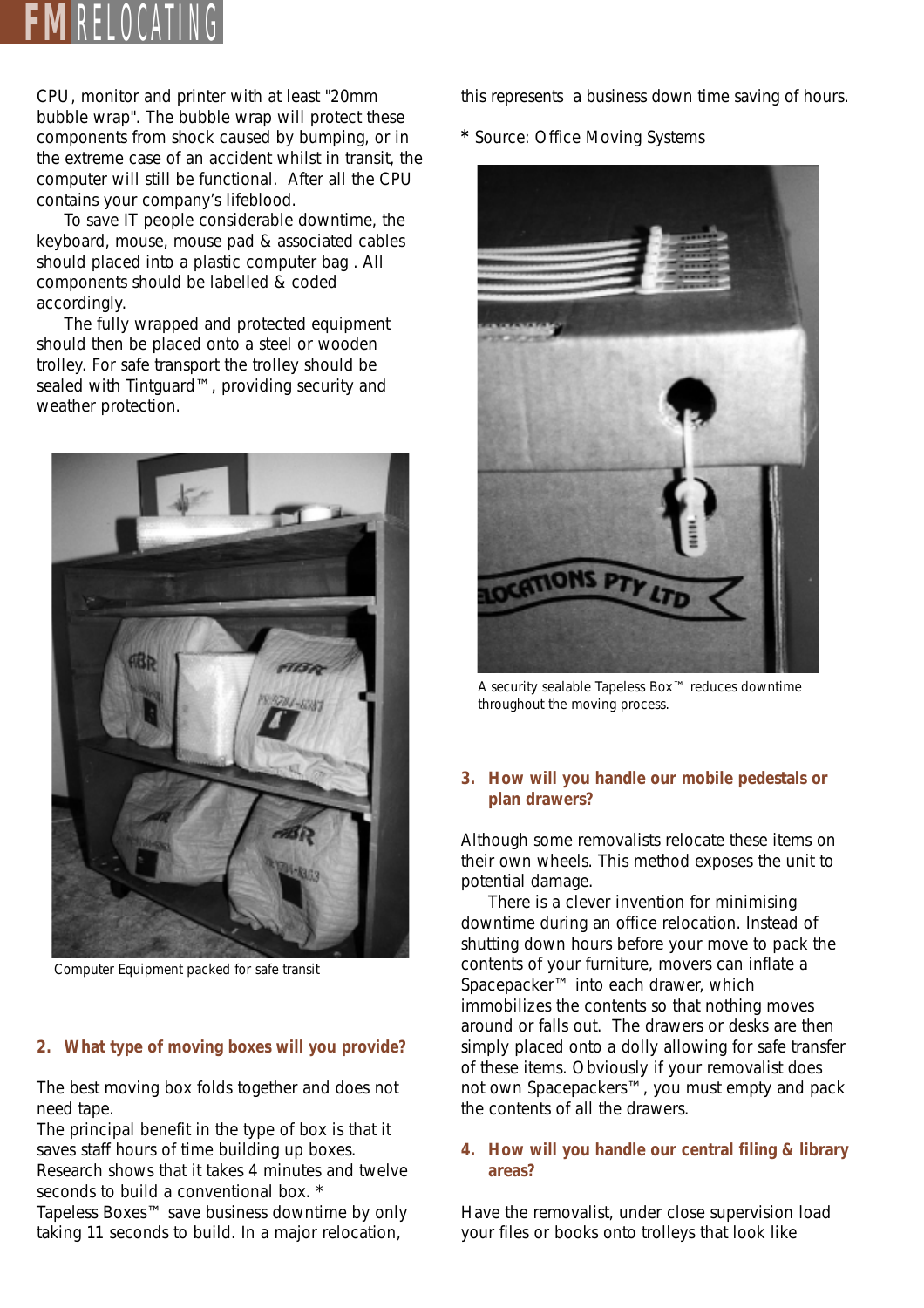CPU, monitor and printer with at least "20mm bubble wrap". The bubble wrap will protect these components from shock caused by bumping, or in the extreme case of an accident whilst in transit, the computer will still be functional. After all the CPU contains your company's lifeblood.

To save IT people considerable downtime, the keyboard, mouse, mouse pad & associated cables should placed into a plastic computer bag . All components should be labelled & coded accordingly.

The fully wrapped and protected equipment should then be placed onto a steel or wooden trolley. For safe transport the trolley should be sealed with Tintguard™, providing security and weather protection.

Computer Equipment packed for safe transit

## 2. What type of moving boxes will you provide?

The best moving box folds together and does not need tape.

The principal benefit in the type of box is that it saves staff hours of time building up boxes. Research shows that it takes 4 minutes and twelve seconds to build a conventional box. *

Tapeless Boxes™ save business downtime by only taking 11 seconds to build. In a major relocation, this represents a business down time saving of hours.

\* Source: Office Moving Systems

A security sealable Tapeless Box™ reduces downtime throughout the moving process.

## 3. How will you handle our mobile pedestals or plan drawers?

Although some removalists relocate these items on their own wheels. This method exposes the unit to potential damage.

There is a clever invention for minimising downtime during an office relocation. Instead of shutting down hours before your move to pack the contents of your furniture, movers can inflate a Spacepacker™ into each drawer, which immobilizes the contents so that nothing moves around or falls out. The drawers or desks are then simply placed onto a dolly allowing for safe transfer of these items. Obviously if your removalist does not own Spacepackers™, you must empty and pack the contents of all the drawers.

## 4. How will you handle our central filing & library areas?

Have the removalist, under close supervision load your files or books onto trolleys that look like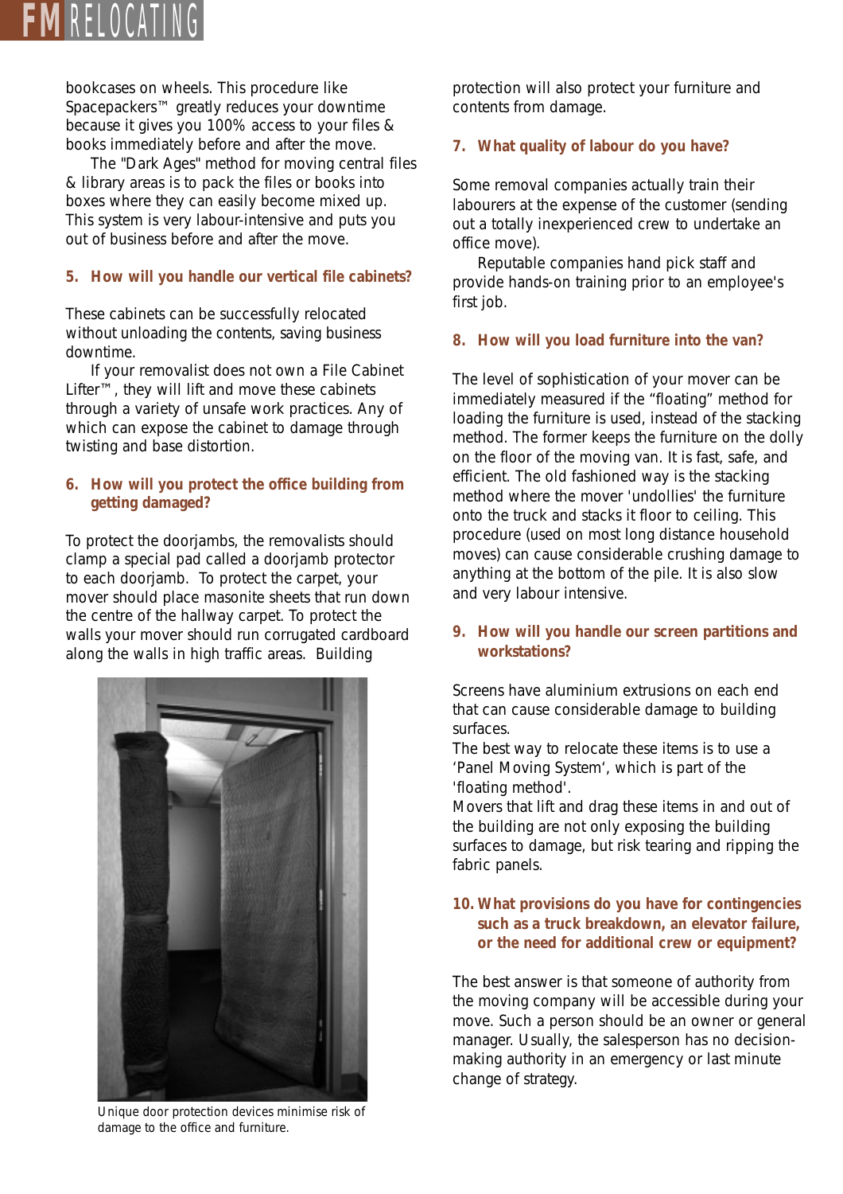bookcases on wheels. This procedure like Spacepackers™ greatly reduces your downtime because it gives you 100% access to your files & books immediately before and after the move.

The "Dark Ages" method for moving central files & library areas is to pack the files or books into boxes where they can easily become mixed up. This system is very labour-intensive and puts you out of business before and after the move.

### 5. How will you handle our vertical file cabinets?

These cabinets can be successfully relocated without unloading the contents, saving business downtime.

If your removalist does not own a File Cabinet Lifter™, they will lift and move these cabinets through a variety of unsafe work practices. Any of which can expose the cabinet to damage through twisting and base distortion.

### 6. How will you protect the office building from getting damaged?

To protect the doorjambs, the removalists should clamp a special pad called a doorjamb protector to each doorjamb. To protect the carpet, your mover should place masonite sheets that run down the centre of the hallway carpet. To protect the walls your mover should run corrugated cardboard along the walls in high traffic areas. Building protection will also protect your furniture and contents from damage.

Unique door protection devices minimise risk of damage to the office and furniture.

### 7. What quality of labour do you have?

Some removal companies actually train their labourers at the expense of the customer (sending out a totally inexperienced crew to undertake an office move).

Reputable companies hand pick staff and provide hands-on training prior to an employee's first job.

### 8. How will you load furniture into the van?

The level of sophistication of your mover can be immediately measured if the "floating" method for loading the furniture is used, instead of the stacking method. The former keeps the furniture on the dolly on the floor of the moving van. It is fast, safe, and efficient. The old fashioned way is the stacking method where the mover 'undollies' the furniture onto the truck and stacks it floor to ceiling. This procedure (used on most long distance household moves) can cause considerable crushing damage to anything at the bottom of the pile. It is also slow and very labour intensive.

### 9. How will you handle our screen partitions and workstations?

Screens have aluminium extrusions on each end that can cause considerable damage to building surfaces.

The best way to relocate these items is to use a 'Panel Moving System', which is part of the 'floating method'.

Movers that lift and drag these items in and out of the building are not only exposing the building surfaces to damage, but risk tearing and ripping the fabric panels.

### 10. What provisions do you have for contingencies such as a truck breakdown, an elevator failure, or the need for additional crew or equipment?

The best answer is that someone of authority from the moving company will be accessible during your move. Such a person should be an owner or general manager. Usually, the salesperson has no decision-making authority in an emergency or last minute change of strategy.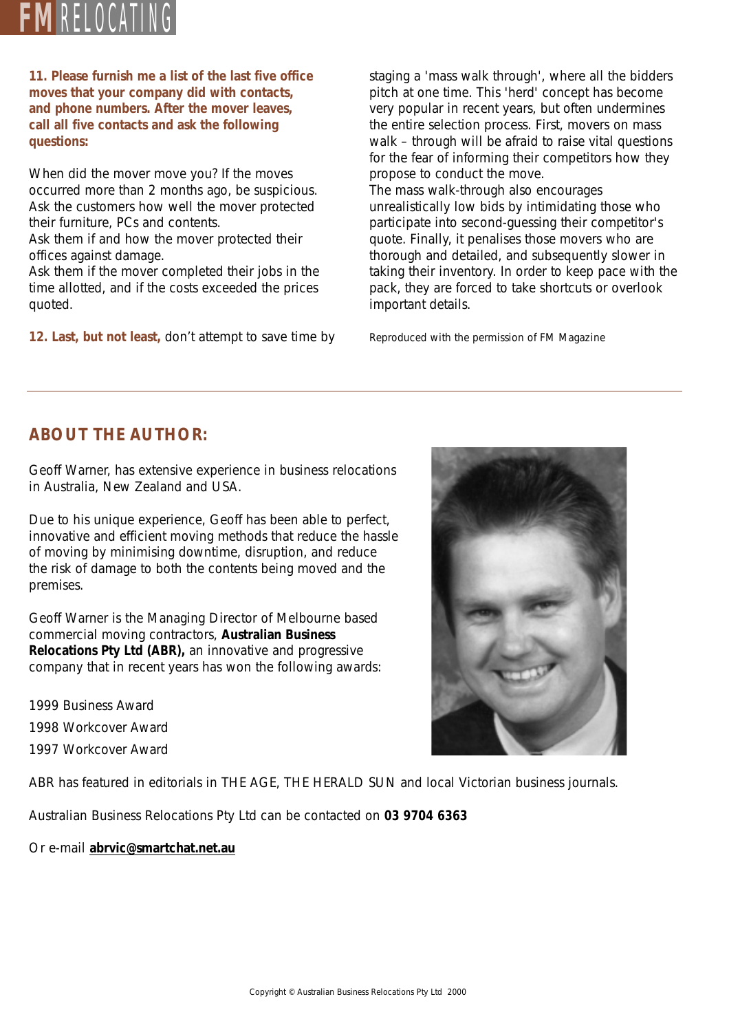**11. Please furnish me a list of the last five office moves that your company did with contacts, and phone numbers. After the mover leaves, call all five contacts and ask the following questions:**

When did the mover move you? If the moves occurred more than 2 months ago, be suspicious.
Ask the customers how well the mover protected their furniture, PCs and contents.
Ask them if and how the mover protected their offices against damage.
Ask them if the mover completed their jobs in the time allotted, and if the costs exceeded the prices quoted.

**12. Last, but not least,** don't attempt to save time by staging a 'mass walk through', where all the bidders pitch at one time. This 'herd' concept has become very popular in recent years, but often undermines the entire selection process. First, movers on mass walk – through will be afraid to raise vital questions for the fear of informing their competitors how they propose to conduct the move.
The mass walk-through also encourages unrealistically low bids by intimidating those who participate into second-guessing their competitor's quote. Finally, it penalises those movers who are thorough and detailed, and subsequently slower in taking their inventory. In order to keep pace with the pack, they are forced to take shortcuts or overlook important details.

Reproduced with the permission of FM Magazine

---

## ABOUT THE AUTHOR:

Geoff Warner, has extensive experience in business relocations in Australia, New Zealand and USA.

Due to his unique experience, Geoff has been able to perfect, innovative and efficient moving methods that reduce the hassle of moving by minimising downtime, disruption, and reduce the risk of damage to both the contents being moved and the premises.

Geoff Warner is the Managing Director of Melbourne based commercial moving contractors, **Australian Business Relocations Pty Ltd (ABR),** an innovative and progressive company that in recent years has won the following awards:

1999 Business Award
1998 Workcover Award
1997 Workcover Award

ABR has featured in editorials in THE AGE, THE HERALD SUN and local Victorian business journals.

Australian Business Relocations Pty Ltd can be contacted on **03 9704 6363**

Or e-mail **abrvic@smartchat.net.au**

Copyright © Australian Business Relocations Pty Ltd 2000